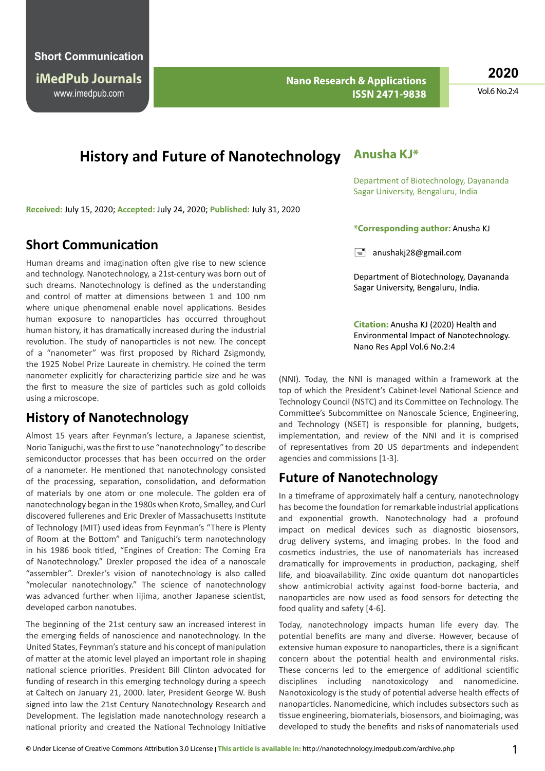# History and Future of Nanotechnology

**Anusha KJ***

Department of Biotechnology, Dayananda Sagar University, Bengaluru, India

**Received:** July 15, 2020; **Accepted:** July 24, 2020; **Published:** July 31, 2020

***Corresponding author:** Anusha KJ

anushakj28@gmail.com

Department of Biotechnology, Dayananda Sagar University, Bengaluru, India.

**Citation:** Anusha KJ (2020) Health and Environmental Impact of Nanotechnology. Nano Res Appl Vol.6 No.2:4

## Short Communication

Human dreams and imagination often give rise to new science and technology. Nanotechnology, a 21st-century was born out of such dreams. Nanotechnology is defined as the understanding and control of matter at dimensions between 1 and 100 nm where unique phenomenal enable novel applications. Besides human exposure to nanoparticles has occurred throughout human history, it has dramatically increased during the industrial revolution. The study of nanoparticles is not new. The concept of a "nanometer" was first proposed by Richard Zsigmondy, the 1925 Nobel Prize Laureate in chemistry. He coined the term nanometer explicitly for characterizing particle size and he was the first to measure the size of particles such as gold colloids using a microscope.

## History of Nanotechnology

Almost 15 years after Feynman's lecture, a Japanese scientist, Norio Taniguchi, was the first to use "nanotechnology" to describe semiconductor processes that has been occurred on the order of a nanometer. He mentioned that nanotechnology consisted of the processing, separation, consolidation, and deformation of materials by one atom or one molecule. The golden era of nanotechnology began in the 1980s when Kroto, Smalley, and Curl discovered fullerenes and Eric Drexler of Massachusetts Institute of Technology (MIT) used ideas from Feynman's "There is Plenty of Room at the Bottom" and Taniguchi's term nanotechnology in his 1986 book titled, "Engines of Creation: The Coming Era of Nanotechnology." Drexler proposed the idea of a nanoscale "assembler". Drexler's vision of nanotechnology is also called "molecular nanotechnology." The science of nanotechnology was advanced further when Iijima, another Japanese scientist, developed carbon nanotubes.

The beginning of the 21st century saw an increased interest in the emerging fields of nanoscience and nanotechnology. In the United States, Feynman's stature and his concept of manipulation of matter at the atomic level played an important role in shaping national science priorities. President Bill Clinton advocated for funding of research in this emerging technology during a speech at Caltech on January 21, 2000. later, President George W. Bush signed into law the 21st Century Nanotechnology Research and Development. The legislation made nanotechnology research a national priority and created the National Technology Initiative (NNI). Today, the NNI is managed within a framework at the top of which the President's Cabinet-level National Science and Technology Council (NSTC) and its Committee on Technology. The Committee's Subcommittee on Nanoscale Science, Engineering, and Technology (NSET) is responsible for planning, budgets, implementation, and review of the NNI and it is comprised of representatives from 20 US departments and independent agencies and commissions [1-3].

## Future of Nanotechnology

In a timeframe of approximately half a century, nanotechnology has become the foundation for remarkable industrial applications and exponential growth. Nanotechnology had a profound impact on medical devices such as diagnostic biosensors, drug delivery systems, and imaging probes. In the food and cosmetics industries, the use of nanomaterials has increased dramatically for improvements in production, packaging, shelf life, and bioavailability. Zinc oxide quantum dot nanoparticles show antimicrobial activity against food-borne bacteria, and nanoparticles are now used as food sensors for detecting the food quality and safety [4-6].

Today, nanotechnology impacts human life every day. The potential benefits are many and diverse. However, because of extensive human exposure to nanoparticles, there is a significant concern about the potential health and environmental risks. These concerns led to the emergence of additional scientific disciplines including nanotoxicology and nanomedicine. Nanotoxicology is the study of potential adverse health effects of nanoparticles. Nanomedicine, which includes subsectors such as tissue engineering, biomaterials, biosensors, and bioimaging, was developed to study the benefits and risks of nanomaterials used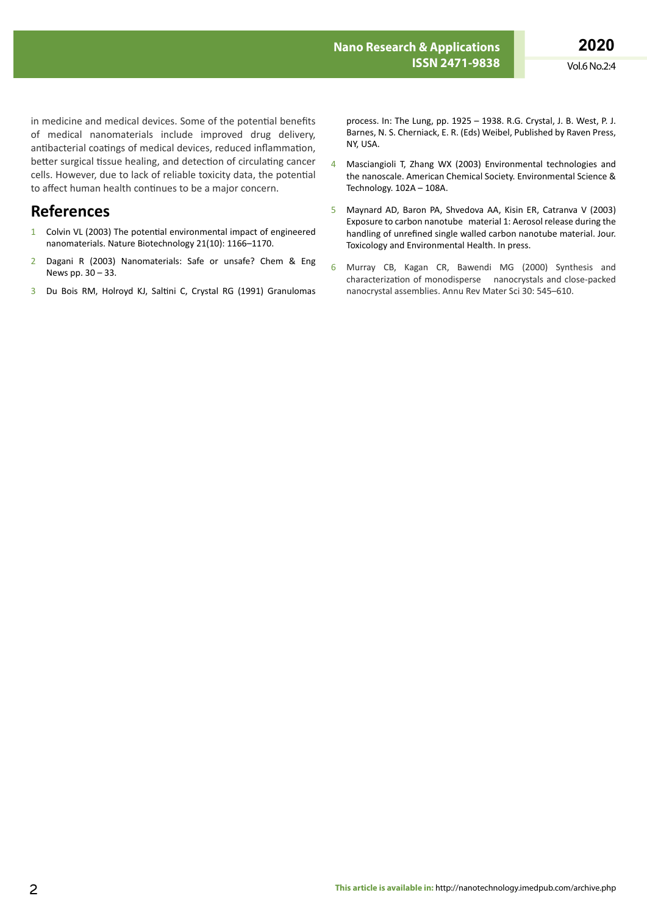in medicine and medical devices. Some of the potential benefits of medical nanomaterials include improved drug delivery, antibacterial coatings of medical devices, reduced inflammation, better surgical tissue healing, and detection of circulating cancer cells. However, due to lack of reliable toxicity data, the potential to affect human health continues to be a major concern.

## References

1. Colvin VL (2003) The potential environmental impact of engineered nanomaterials. Nature Biotechnology 21(10): 1166–1170.
2. Dagani R (2003) Nanomaterials: Safe or unsafe? Chem & Eng News pp. 30 – 33.
3. Du Bois RM, Holroyd KJ, Saltini C, Crystal RG (1991) Granulomas process. In: The Lung, pp. 1925 – 1938. R.G. Crystal, J. B. West, P. J. Barnes, N. S. Cherniack, E. R. (Eds) Weibel, Published by Raven Press, NY, USA.
4. Masciangioli T, Zhang WX (2003) Environmental technologies and the nanoscale. American Chemical Society. Environmental Science & Technology. 102A – 108A.
5. Maynard AD, Baron PA, Shvedova AA, Kisin ER, Catranva V (2003) Exposure to carbon nanotube material 1: Aerosol release during the handling of unrefined single walled carbon nanotube material. Jour. Toxicology and Environmental Health. In press.
6. Murray CB, Kagan CR, Bawendi MG (2000) Synthesis and characterization of monodisperse nanocrystals and close-packed nanocrystal assemblies. Annu Rev Mater Sci 30: 545–610.